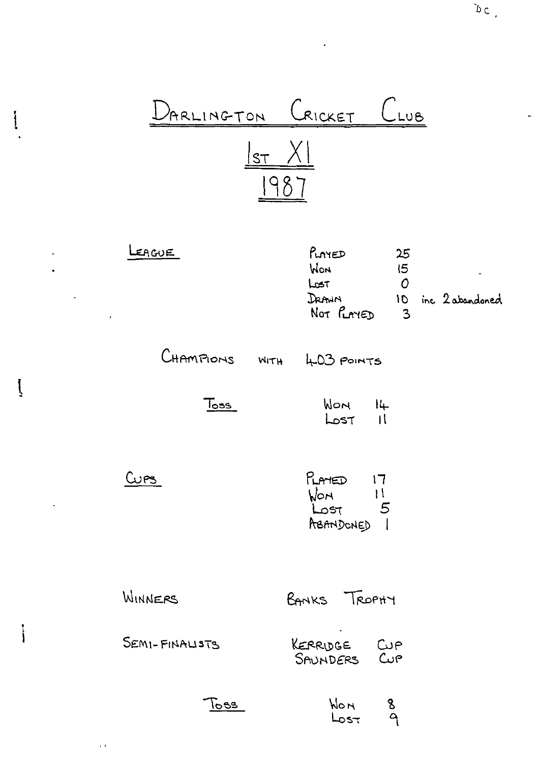# DARLINGTON CRICKET CLUB

## 1ST XI

## 1987

**LEAGUE**

| | | |
|---|---|---|
| PLAYED | 25 | |
| WON | 15 | |
| LOST | 0 | |
| DRAWN | 10 | inc 2 abandoned |
| NOT PLAYED | 3 | |

CHAMPIONS WITH 403 POINTS

**TOSS**

| | |
|---|---|
| WON | 14 |
| LOST | 11 |

**CUPS**

| | |
|---|---|
| PLAYED | 17 |
| WON | 11 |
| LOST | 5 |
| ABANDONED | 1 |

WINNERS — BANKS TROPHY

SEMI-FINALISTS — KERRIDGE CUP, SAUNDERS CUP

**TOSS**

| | |
|---|---|
| WON | 8 |
| LOST | 9 |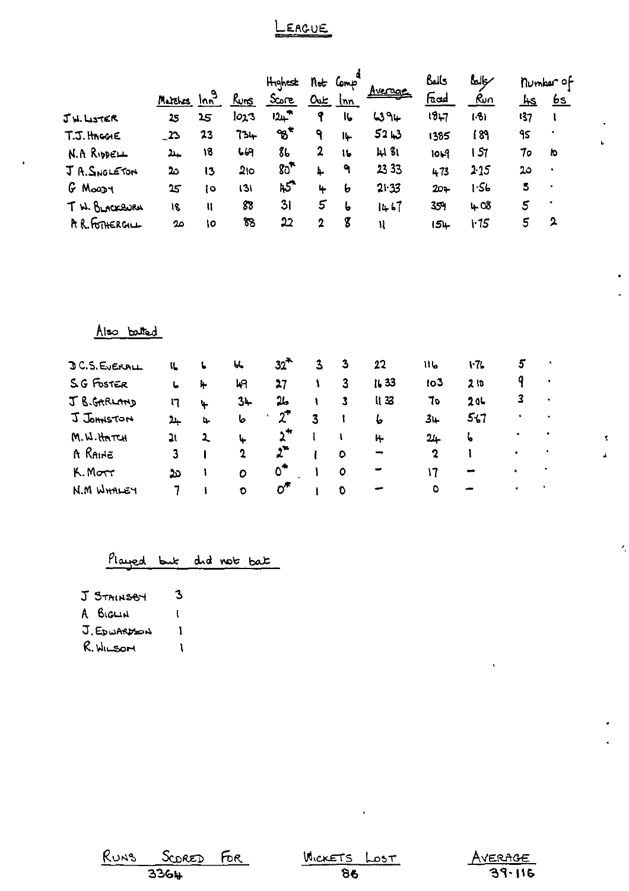# LEAGUE

| | Matches | Inn[g] | Runs | Highest Score | Not Out | Comp[d] Inn | Average | Balls Faced | Balls/Run | Number of 4s | 6s |
|---|---|---|---|---|---|---|---|---|---|---|---|
| J.W. LISTER | 25 | 25 | 1023 | 124* | 9 | 16 | 63 94 | 1847 | 1·81 | 137 | 1 |
| T.J. HAGGIE | 23 | 23 | 734 | 98* | 9 | 14 | 52 43 | 1385 | 1 89 | 95 | · |
| N.A. RIDDELL | 24 | 18 | 669 | 86 | 2 | 16 | 41 81 | 1049 | 1 57 | 70 | 10 |
| J.A. SINGLETON | 20 | 13 | 210 | 80* | 4 | 9 | 23 33 | 473 | 2·25 | 20 | · |
| G MOODY | 25 | 10 | 131 | 45* | 4 | 6 | 21·33 | 204 | 1·56 | 5 | · |
| T.W. BLACKBURN | 18 | 11 | 88 | 31 | 5 | 6 | 14 67 | 359 | 4·08 | 5 | · |
| A.R. FOTHERGILL | 20 | 10 | 88 | 22 | 2 | 8 | 11 | 154 | 1·75 | 5 | 2 |

## Also batted

| | Matches | Inn[g] | Runs | Highest Score | Not Out | Comp[d] Inn | Average | Balls Faced | Balls/Run | Number of 4s | 6s |
|---|---|---|---|---|---|---|---|---|---|---|---|
| D.C.S. EVERALL | 16 | 6 | 66 | 32* | 3 | 3 | 22 | 116 | 1·76 | 5 | · |
| S.G FOSTER | 6 | 4 | 49 | 27 | 1 | 3 | 16 33 | 103 | 2 10 | 9 | · |
| J.B. GARLAND | 17 | 4 | 34 | 26 | 1 | 3 | 11 33 | 70 | 2 06 | 3 | · |
| J JOHNSTON | 24 | 4 | 6 | 2* | 3 | 1 | 6 | 34 | 5·67 | · | · |
| M.W. HATCH | 21 | 2 | 4 | 2* | 1 | 1 | 4 | 24 | 6 | · | · |
| A RAINE | 3 | 1 | 2 | 2* | 1 | 0 | – | 2 | 1 | · | · |
| K. MOTT | 20 | 1 | 0 | 0* | 1 | 0 | – | 17 | – | · | · |
| N.M WHALEY | 7 | 1 | 0 | 0* | 1 | 0 | – | 0 | – | · | · |

## Played but did not bat

| | |
|---|---|
| J STAINSBY | 3 |
| A BIGLIN | 1 |
| J. EDWARDSON | 1 |
| R. WILSON | 1 |

| RUNS SCORED FOR | WICKETS LOST | AVERAGE |
|---|---|---|
| 3364 | 86 | 39·116 |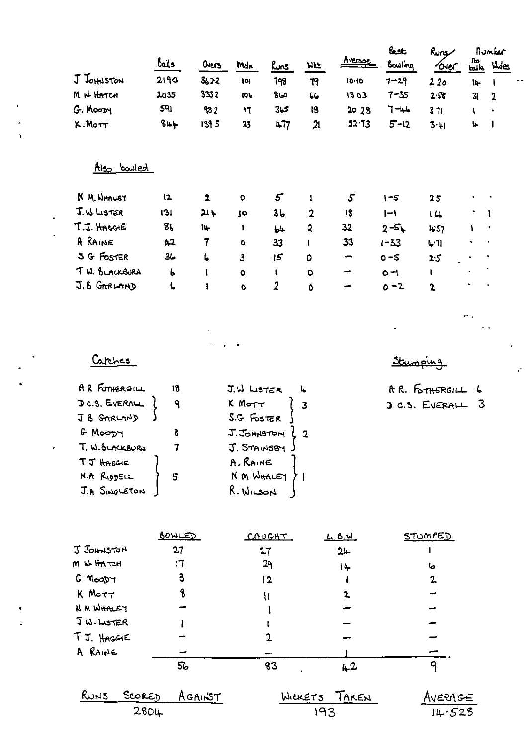| | Balls | Overs | Mdn | Runs | Wkt | Average | Best Bowling | Runs/Over | Number no balls | Number Wides |
|---|---|---|---|---|---|---|---|---|---|---|
| J JOHNSTON | 2190 | 362.2 | 101 | 798 | 79 | 10.10 | 7-29 | 2.20 | 14 | 1 |
| M W HATCH | 2035 | 333.2 | 106 | 860 | 66 | 13.03 | 7-35 | 2.58 | 31 | 2 |
| G. MOODY | 591 | 98.2 | 17 | 365 | 18 | 20.28 | 7-44 | 3.71 | 1 | · |
| K. MOTT | 844 | 139.5 | 23 | 477 | 21 | 22.73 | 5-12 | 3.41 | 4 | 1 |

Also bowled

| | Balls | Overs | Mdn | Runs | Wkt | Average | Best Bowling | Runs/Over | Number no balls | Number Wides |
|---|---|---|---|---|---|---|---|---|---|---|
| N M. WHALEY | 12 | 2 | 0 | 5 | 1 | 5 | 1-5 | 2.5 | · | · |
| J.W LISTER | 131 | 21.4 | 10 | 36 | 2 | 18 | 1-1 | 1.66 | · | 1 |
| T.J. HAGGIE | 86 | 14 | 1 | 64 | 2 | 32 | 2-54 | 4.57 | 1 | · |
| A RAINE | 42 | 7 | 0 | 33 | 1 | 33 | 1-33 | 4.71 | · | · |
| S G FOSTER | 36 | 6 | 3 | 15 | 0 | — | 0-5 | 2.5 | · | · |
| T W. BLACKBURN | 6 | 1 | 0 | 1 | 0 | — | 0-1 | 1 | · | · |
| J.B GARLAND | 6 | 1 | 0 | 2 | 0 | — | 0-2 | 2 | · | · |

Catches

| Player | Catches |
|---|---|
| A R FOTHERGILL | 18 |
| D C.S. EVERALL | 9 |
| J B GARLAND | 9 |
| G MOODY | 8 |
| T. W. BLACKBURN | 7 |
| T J HAGGIE | 5 |
| N.A RIDDELL | 5 |
| J.A SINGLETON | 5 |
| J.W LISTER | 4 |
| K MOTT | 3 |
| S.G FOSTER | 3 |
| J. JOHNSTON | 2 |
| J. STAINSBY | 2 |
| A. RAINE | 1 |
| N M WHALEY | 1 |
| R. WILSON | 1 |

Stumping

| Player | Stumpings |
|---|---|
| A R. FOTHERGILL | 6 |
| D C.S. EVERALL | 3 |

| | BOWLED | CAUGHT | L.B.W | STUMPED |
|---|---|---|---|---|
| J JOHNSTON | 27 | 27 | 24 | 1 |
| M W. HATCH | 17 | 29 | 14 | 6 |
| G MOODY | 3 | 12 | 1 | 2 |
| K MOTT | 8 | 11 | 2 | — |
| N M WHALEY | — | 1 | — | — |
| J W. LISTER | 1 | 1 | — | — |
| T J. HAGGIE | — | 2 | — | — |
| A RAINE | — | — | 1 | — |
| | 56 | 83 | 42 | 9 |

| RUNS SCORED AGAINST | WICKETS TAKEN | AVERAGE |
|---|---|---|
| 2804 | 193 | 14.528 |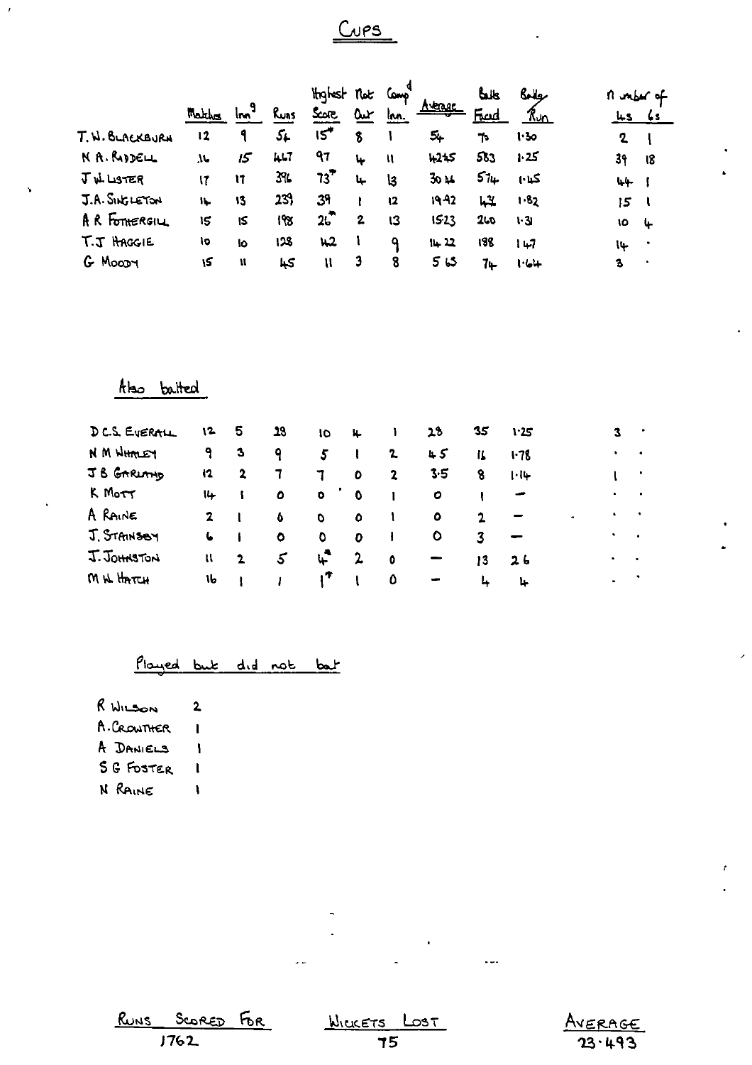# Cups

| | Matches | Inn^g | Runs | Highest Score | Not Out | Comp^d Inn. | Average | Balls Faced | Balls/Run | Number of 4s | Number of 6s |
|---|---|---|---|---|---|---|---|---|---|---|---|
| T. W. BLACKBURN | 12 | 9 | 54 | 15* | 8 | 1 | 54 | 70 | 1·30 | 2 | 1 |
| N A. RIDDELL | 16 | 15 | 467 | 97 | 4 | 11 | 42·45 | 583 | 1·25 | 39 | 18 |
| J W. LISTER | 17 | 17 | 396 | 73* | 4 | 13 | 30·46 | 574 | 1·45 | 44 | 1 |
| J.A. SINGLETON | 14 | 13 | 239 | 39 | 1 | 12 | 19·92 | 434 | 1·82 | 15 | 1 |
| A R FOTHERGILL | 15 | 15 | 198 | 26* | 2 | 13 | 15·23 | 260 | 1·31 | 10 | 4 |
| T.J HAGGIE | 10 | 10 | 128 | 42 | 1 | 9 | 14·22 | 188 | 1·47 | 14 | · |
| G MOODY | 15 | 11 | 45 | 11 | 3 | 8 | 5·63 | 74 | 1·64 | 3 | · |

## Also batted

| | Matches | Inn^g | Runs | Highest Score | Not Out | Comp^d Inn. | Average | Balls Faced | Balls/Run | Number of 4s | Number of 6s |
|---|---|---|---|---|---|---|---|---|---|---|---|
| D C.S. EVERALL | 12 | 5 | 28 | 10 | 4 | 1 | 28 | 35 | 1·25 | 3 | · |
| N M WHALEY | 9 | 3 | 9 | 5 | 1 | 2 | 4·5 | 16 | 1·78 | · | · |
| J B GARLAND | 12 | 2 | 7 | 7 | 0 | 2 | 3·5 | 8 | 1·14 | 1 | · |
| K MOTT | 14 | 1 | 0 | 0 | 0 | 1 | 0 | 1 | — | · | · |
| A RAINE | 2 | 1 | 0 | 0 | 0 | 1 | 0 | 2 | — | · | · |
| J. STAINSBY | 6 | 1 | 0 | 0 | 0 | 1 | 0 | 3 | — | · | · |
| J. JOHNSTON | 11 | 2 | 5 | 4* | 2 | 0 | — | 13 | 2·6 | · | · |
| M W. HATCH | 16 | 1 | 1 | 1* | 1 | 0 | — | 4 | 4 | · | · |

## Played but did not bat

| | |
|---|---|
| R WILSON | 2 |
| A. CROWTHER | 1 |
| A DANIELS | 1 |
| S G FOSTER | 1 |
| N RAINE | 1 |

| RUNS SCORED FOR | WICKETS LOST | AVERAGE |
|---|---|---|
| 1762 | 75 | 23·493 |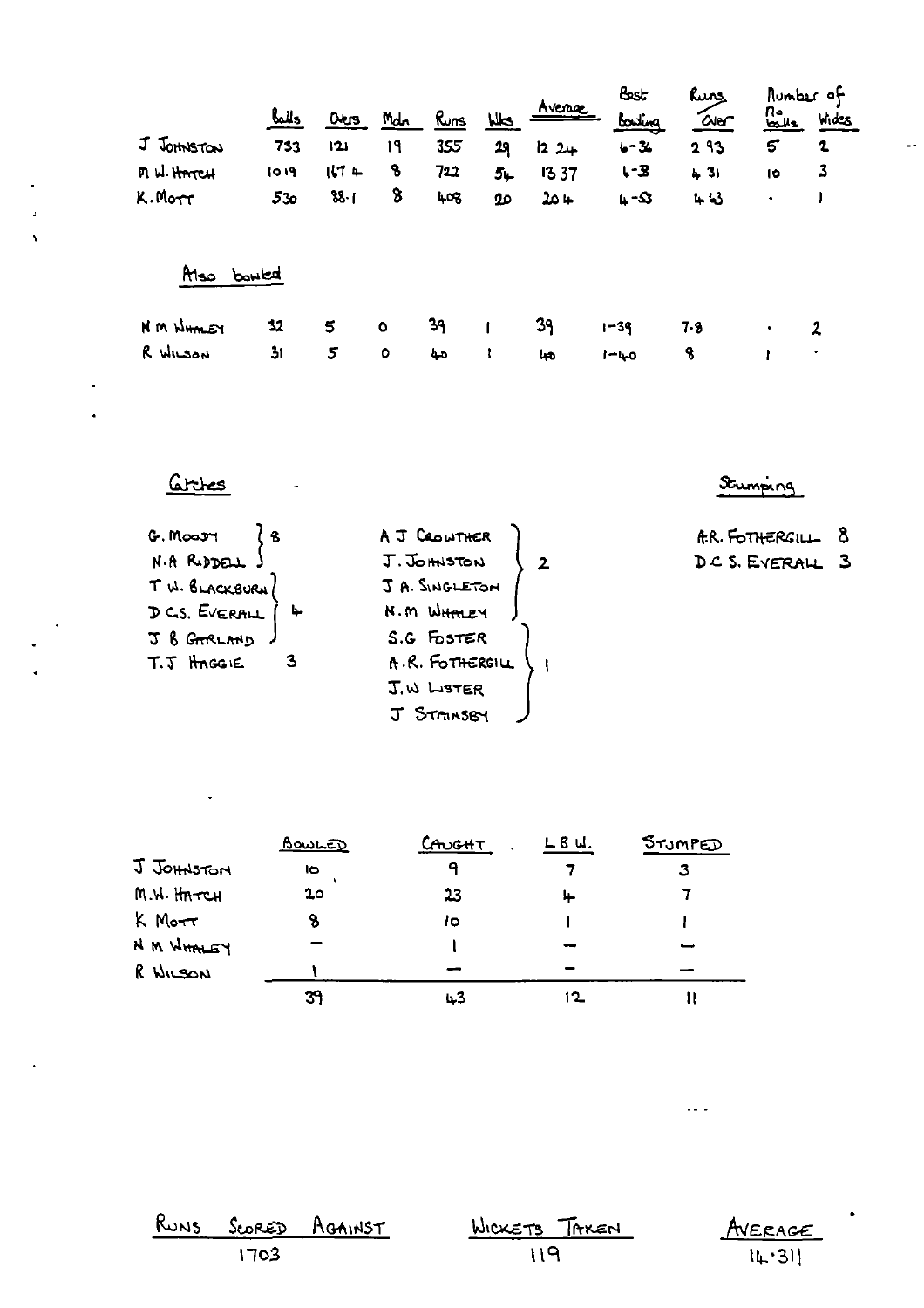|  | Balls | Overs | Mdn | Runs | Wks | Average | Best Bowling | Runs Over | Number of No balls | Wides |
|---|---|---|---|---|---|---|---|---|---|---|
| J JOHNSTON | 733 | 121 | 19 | 355 | 29 | 12 24 | 6-36 | 2 93 | 5 | 2 |
| M W. HATCH | 1019 | 167 4 | 8 | 722 | 54 | 13 37 | 6-33 | 4 31 | 10 | 3 |
| K. MOTT | 530 | 88·1 | 8 | 408 | 20 | 20 4 | 4-53 | 4 63 | · | 1 |

Also bowled

|  | Balls | Overs | Mdn | Runs | Wks | Average | Best Bowling | Runs Over | No balls | Wides |
|---|---|---|---|---|---|---|---|---|---|---|
| N M WHALEY | 32 | 5 | 0 | 39 | 1 | 39 | 1-39 | 7·8 | · | 2 |
| R WILSON | 31 | 5 | 0 | 40 | 1 | 40 | 1-40 | 8 | 1 | · |

Catches

- G. MOODY, N.A RIDDELL — 8
- T W. BLACKBURN, D C.S. EVERALL, J B GARLAND — 4
- T.J HAGGIE — 3
- A J CROWTHER, J. JOHNSTON, J A. SINGLETON, N.M WHALEY — 2
- S.G FOSTER, A.R. FOTHERGILL, J.W LISTER, J STAINSBY — 1

Stumping

- A.R. FOTHERGILL 8
- D C S. EVERALL 3

|  | BOWLED | CAUGHT | L B W. | STUMPED |
|---|---|---|---|---|
| J JOHNSTON | 10 | 9 | 7 | 3 |
| M.W. HATCH | 20 | 23 | 4 | 7 |
| K MOTT | 8 | 10 | 1 | 1 |
| N M WHALEY | – | 1 | – | – |
| R WILSON | 1 | – | – | – |
|  | 39 | 43 | 12 | 11 |

| RUNS SCORED AGAINST | WICKETS TAKEN | AVERAGE |
|---|---|---|
| 1703 | 119 | 14·311 |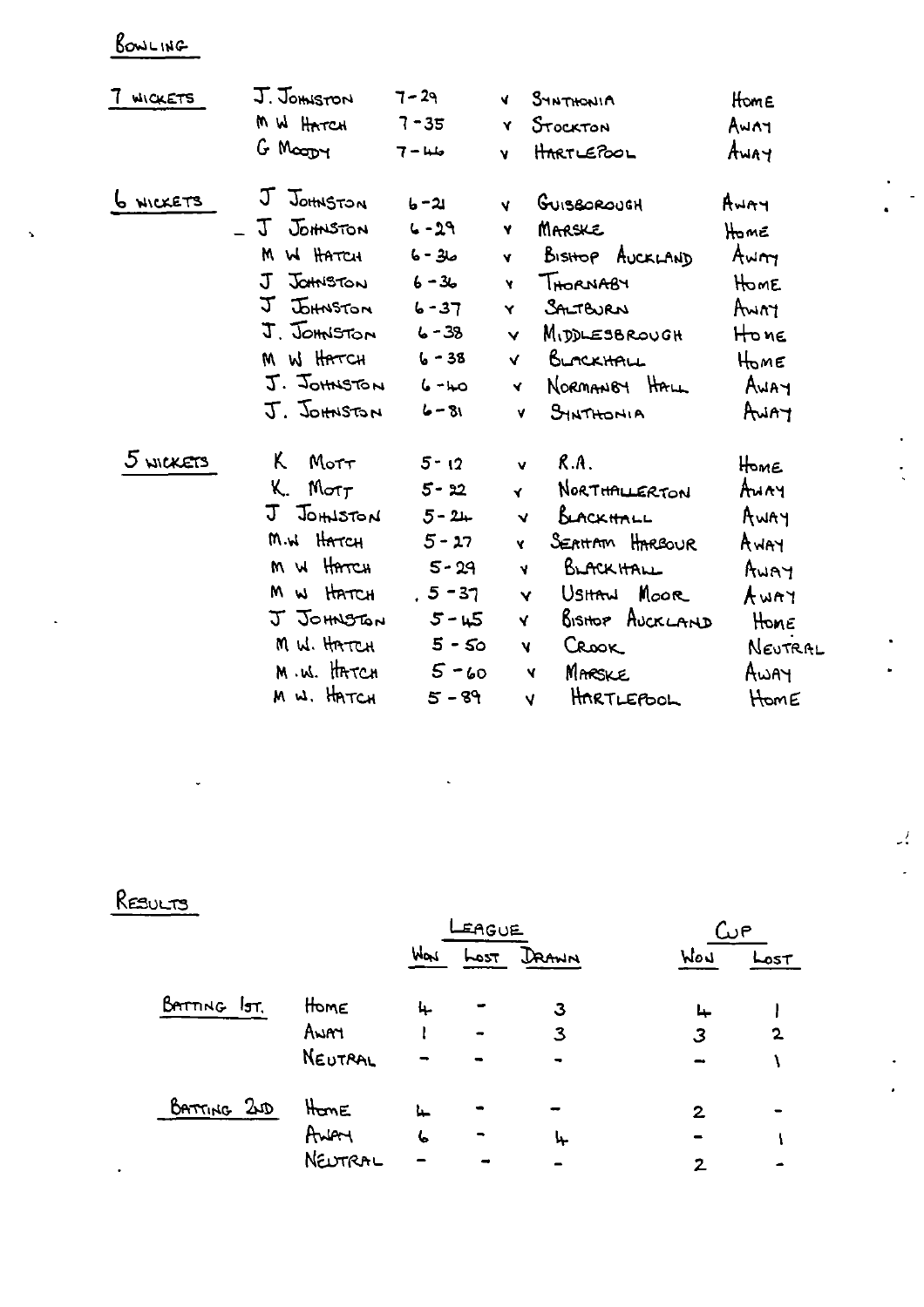## BOWLING

| | | | | | |
|---|---|---|---|---|---|
| 7 WICKETS | J. JOHNSTON | 7-29 | v | SYNTHONIA | HOME |
| | M W HATCH | 7-35 | v | STOCKTON | AWAY |
| | G MOODY | 7-46 | v | HARTLEPOOL | AWAY |
| 6 WICKETS | J JOHNSTON | 6-21 | v | GUISBOROUGH | AWAY |
| | J JOHNSTON | 6-29 | v | MARSKE | HOME |
| | M W HATCH | 6-36 | v | BISHOP AUCKLAND | AWAY |
| | J JOHNSTON | 6-36 | v | THORNABY | HOME |
| | J JOHNSTON | 6-37 | v | SALTBURN | AWAY |
| | J. JOHNSTON | 6-38 | v | MIDDLESBROUGH | HOME |
| | M W HATCH | 6-38 | v | BLACKHALL | HOME |
| | J. JOHNSTON | 6-40 | v | NORMANBY HALL | AWAY |
| | J. JOHNSTON | 6-81 | v | SYNTHONIA | AWAY |
| 5 WICKETS | K MOTT | 5-12 | v | R.A. | HOME |
| | K. MOTT | 5-22 | v | NORTHALLERTON | AWAY |
| | J JOHNSTON | 5-24 | v | BLACKHALL | AWAY |
| | M.W HATCH | 5-27 | v | SEAHAM HARBOUR | AWAY |
| | M W HATCH | 5-29 | v | BLACKHALL | AWAY |
| | M W HATCH | 5-37 | v | USHAW MOOR | AWAY |
| | J JOHNSTON | 5-45 | v | BISHOP AUCKLAND | HOME |
| | M W. HATCH | 5-50 | v | CROOK | NEUTRAL |
| | M.W. HATCH | 5-60 | v | MARSKE | AWAY |
| | M W. HATCH | 5-89 | v | HARTLEPOOL | HOME |

## RESULTS

| | | LEAGUE | | | CUP | |
|---|---|---|---|---|---|---|
| | | WON | LOST | DRAWN | WON | LOST |
| BATTING 1ST. | HOME | 4 | - | 3 | 4 | 1 |
| | AWAY | 1 | - | 3 | 3 | 2 |
| | NEUTRAL | - | - | - | - | 1 |
| BATTING 2ND | HOME | 4 | - | - | 2 | - |
| | AWAY | 6 | - | 4 | - | 1 |
| | NEUTRAL | - | - | - | 2 | - |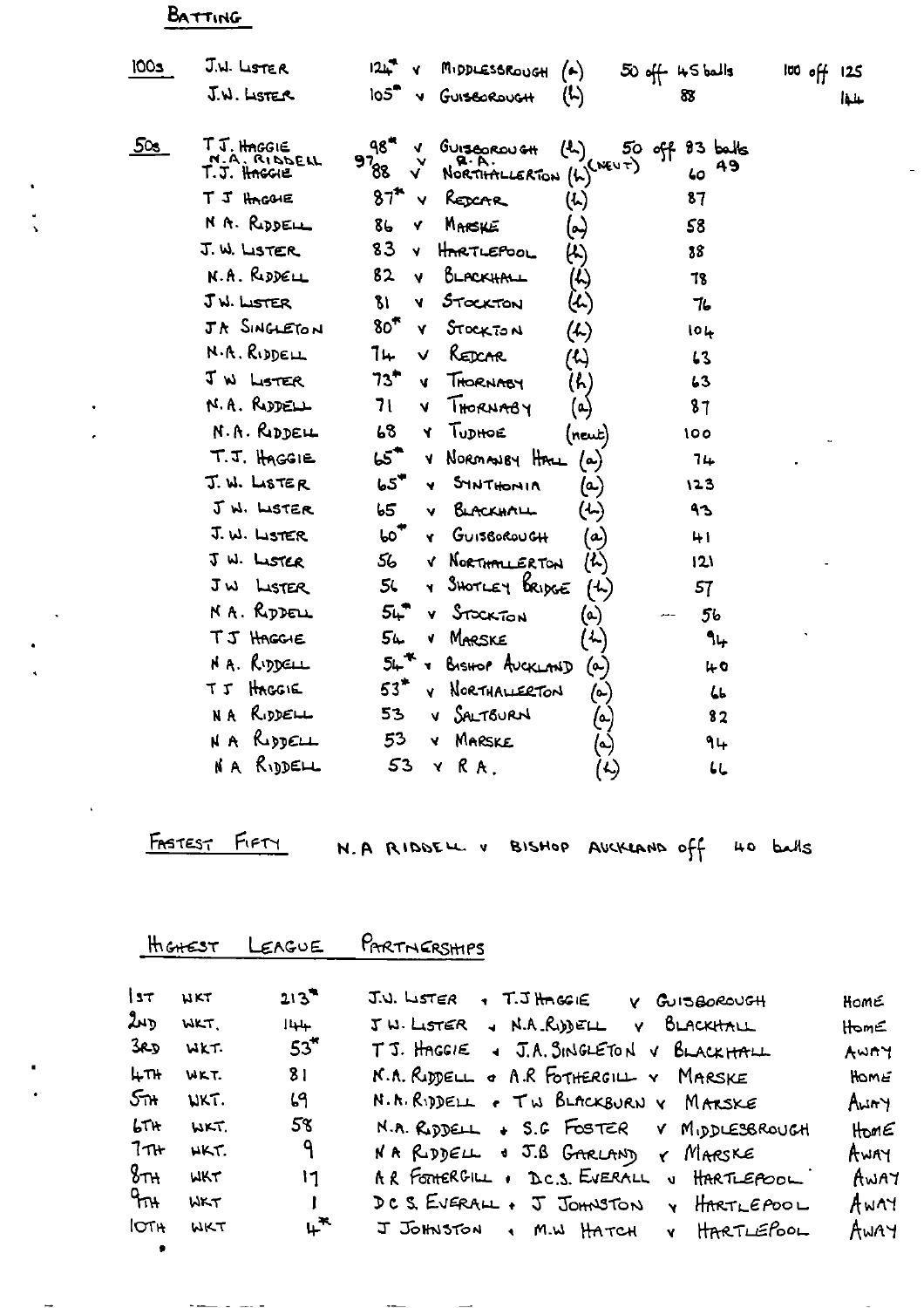# Batting

| | Batsman | Score | | Opponent | Venue | 50 off | 100 off |
|---|---|---|---|---|---|---|---|
| 100s | J.W. Lister | 124* | v | Middlesbrough | (a) | 50 off 45 balls | 100 off 125 |
| | J.W. Lister | 105* | v | Guisborough | (h) | 88 | 144 |
| 50s | T.J. Haggie | 98* | v | Guisborough | (h) | 50 off 83 balls | |
| | N.A. Riddell | 97 | v | R.A. | (neut) | 49 | |
| | T.J. Haggie | 88 | v | Northallerton | (h) | 60 | |
| | T J Haggie | 87* | v | Redcar | (h) | 87 | |
| | N A Riddell | 86 | v | Marske | (a) | 58 | |
| | J. W. Lister | 83 | v | Hartlepool | (h) | 88 | |
| | N.A. Riddell | 82 | v | Blackhall | (h) | 78 | |
| | J W. Lister | 81 | v | Stockton | (h) | 76 | |
| | J A Singleton | 80* | v | Stockton | (h) | 104 | |
| | N.A. Riddell | 74 | v | Redcar | (h) | 63 | |
| | J W Lister | 73* | v | Thornaby | (h) | 63 | |
| | N.A. Riddell | 71 | v | Thornaby | (a) | 87 | |
| | N.A. Riddell | 68 | v | Tudhoe | (neut) | 100 | |
| | T.J. Haggie | 65* | v | Normanby Hall | (a) | 74 | |
| | J. W. Lister | 65* | v | Synthonia | (a) | 123 | |
| | J W. Lister | 65 | v | Blackhall | (h) | 93 | |
| | J. W. Lister | 60* | v | Guisborough | (a) | 41 | |
| | J W. Lister | 56 | v | Northallerton | (h) | 121 | |
| | J W Lister | 56 | v | Shotley Bridge | (h) | 57 | |
| | N A Riddell | 54* | v | Stockton | (a) | 56 | |
| | T J Haggie | 54 | v | Marske | (h) | 94 | |
| | N A Riddell | 54* | v | Bishop Auckland | (a) | 40 | |
| | T J Haggie | 53* | v | Northallerton | (a) | 66 | |
| | N A Riddell | 53 | v | Saltburn | (a) | 82 | |
| | N A Riddell | 53 | v | Marske | (a) | 94 | |
| | N A Riddell | 53 | v | R A. | (h) | 66 | |

**Fastest Fifty** N.A Riddell v Bishop Auckland off 40 balls

## Highest League Partnerships

| Wicket | | Runs | Partnership | | Opponent | Venue |
|---|---|---|---|---|---|---|
| 1st | Wkt | 213* | J.W. Lister + T.J Haggie | v | Guisborough | Home |
| 2nd | Wkt. | 144 | J W. Lister + N.A. Riddell | v | Blackhall | Home |
| 3rd | Wkt. | 53* | T J. Haggie + J.A. Singleton | v | Blackhall | Away |
| 4th | Wkt. | 81 | N.A. Riddell + A.R Fothergill | v | Marske | Home |
| 5th | Wkt. | 69 | N.A. Riddell + T W Blackburn | v | Marske | Away |
| 6th | Wkt. | 58 | N.A. Riddell + S.G Foster | v | Middlesbrough | Home |
| 7th | Wkt. | 9 | N A Riddell + J.B Garland | v | Marske | Away |
| 8th | Wkt | 17 | A R Fothergill + D.C.S. Everall | v | Hartlepool | Away |
| 9th | Wkt | 1 | D C S. Everall + J Johnston | v | Hartlepool | Away |
| 10th | Wkt | 4* | J Johnston + M.W Hatch | v | Hartlepool | Away |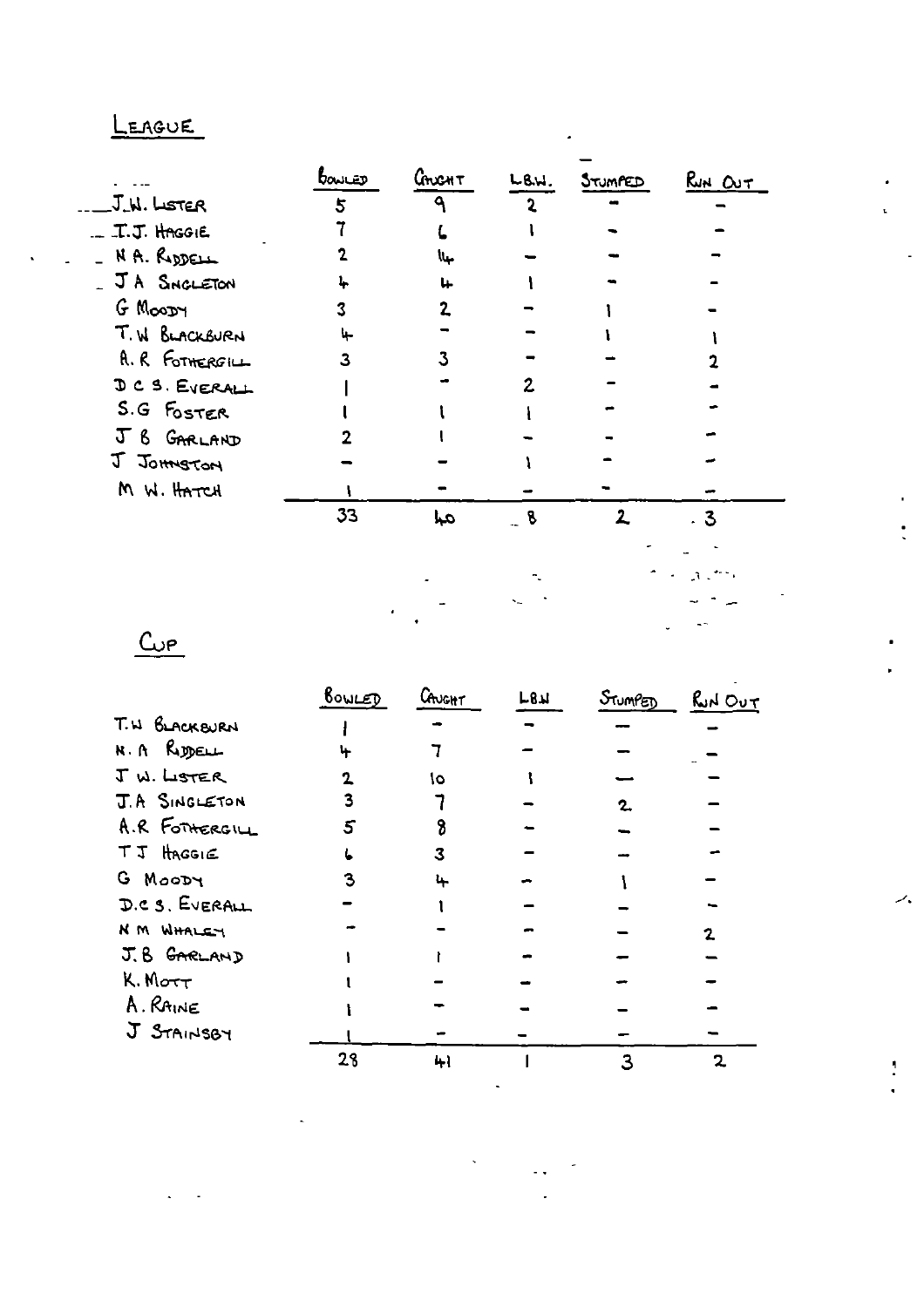## LEAGUE

| | BOWLED | CAUGHT | L.B.W. | STUMPED | RUN OUT |
|---|---|---|---|---|---|
| J.W. LISTER | 5 | 9 | 2 | – | – |
| T.J. HAGGIE | 7 | 6 | 1 | – | – |
| N.A. RIDDELL | 2 | 14 | – | – | – |
| J.A. SINGLETON | 4 | 4 | 1 | – | – |
| G MOODY | 3 | 2 | – | 1 | – |
| T.W. BLACKBURN | 4 | – | – | 1 | 1 |
| A.R. FOTHERGILL | 3 | 3 | – | – | 2 |
| D C S. EVERALL | 1 | – | 2 | – | – |
| S.G FOSTER | 1 | 1 | 1 | – | – |
| J B GARLAND | 2 | 1 | – | – | – |
| J JOHNSTON | – | – | 1 | – | – |
| M W. HATCH | 1 | – | – | – | – |
| | 33 | 40 | 8 | 2 | 3 |

## CUP

| | BOWLED | CAUGHT | LBW | STUMPED | RUN OUT |
|---|---|---|---|---|---|
| T.W BLACKBURN | 1 | – | – | – | – |
| N.A RIDDELL | 4 | 7 | – | – | – |
| J W. LISTER | 2 | 10 | 1 | – | – |
| J.A SINGLETON | 3 | 7 | – | 2 | – |
| A.R FOTHERGILL | 5 | 8 | – | – | – |
| T J HAGGIE | 6 | 3 | – | – | – |
| G MOODY | 3 | 4 | – | 1 | – |
| D.C S. EVERALL | – | 1 | – | – | – |
| N M WHALEY | – | – | – | – | 2 |
| J.B GARLAND | 1 | 1 | – | – | – |
| K. MOTT | 1 | – | – | – | – |
| A. RAINE | 1 | – | – | – | – |
| J STAINSBY | 1 | – | – | – | – |
| | 28 | 41 | 1 | 3 | 2 |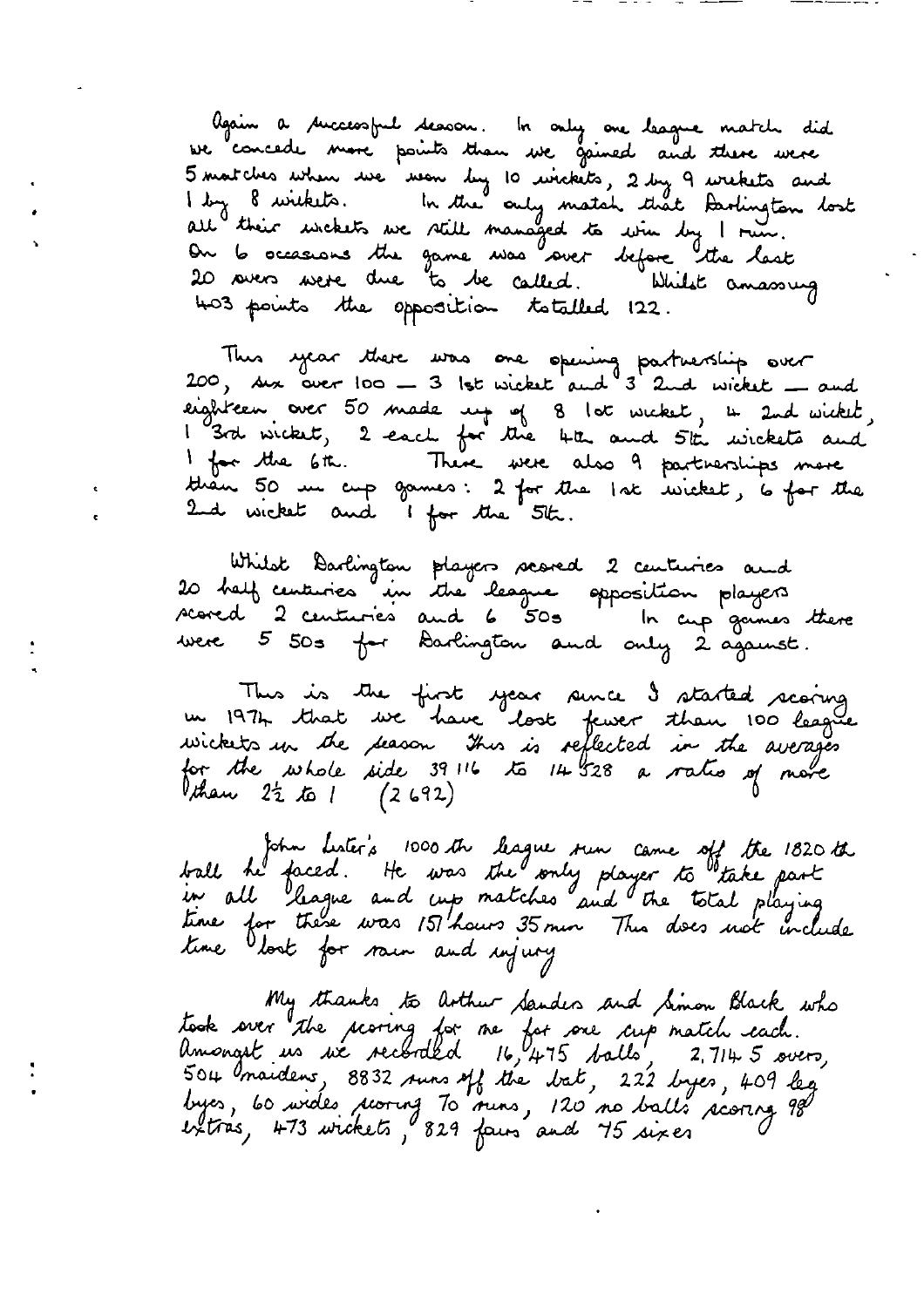Again a successful season. In only one league match did we concede more points than we gained and there were 5 matches when we won by 10 wickets, 2 by 9 wickets and 1 by 8 wickets. In the only match that Darlington lost all their wickets we still managed to win by 1 run. On 6 occasions the game was over before the last 20 overs were due to be called. Whilst amassing 403 points the opposition totalled 122.

This year there was one opening partnership over 200, six over 100 — 3 1st wicket and 3 2nd wicket — and eighteen over 50 made up of 8 1st wicket, 4 2nd wicket, 1 3rd wicket, 2 each for the 4th and 5th wickets and 1 for the 6th. There were also 9 partnerships more than 50 in cup games: 2 for the 1st wicket, 6 for the 2nd wicket and 1 for the 5th.

Whilst Darlington players scored 2 centuries and 20 half centuries in the league opposition players scored 2 centuries and 6 50s. In cup games there were 5 50s for Darlington and only 2 against.

This is the first year since I started scoring in 1974 that we have lost fewer than 100 league wickets in the season. This is reflected in the averages for the whole side 39 116 to 14 528 a ratio of more than 2½ to 1 (2 692)

John Lister's 1000 th league run came off the 1820 th ball he faced. He was the only player to take part in all league and cup matches and the total playing time for these was 151 hours 35 min. This does not include time lost for rain and injury

My thanks to Arthur Sanders and Simon Black who took over the scoring for me for one cup match each. Amongst us we recorded 16,475 balls, 2,714 5 overs, 504 maidens, 8832 runs off the bat, 222 byes, 409 leg byes, 60 wides scoring 70 runs, 120 no balls scoring 98 extras, 473 wickets, 829 fours and 75 sixes